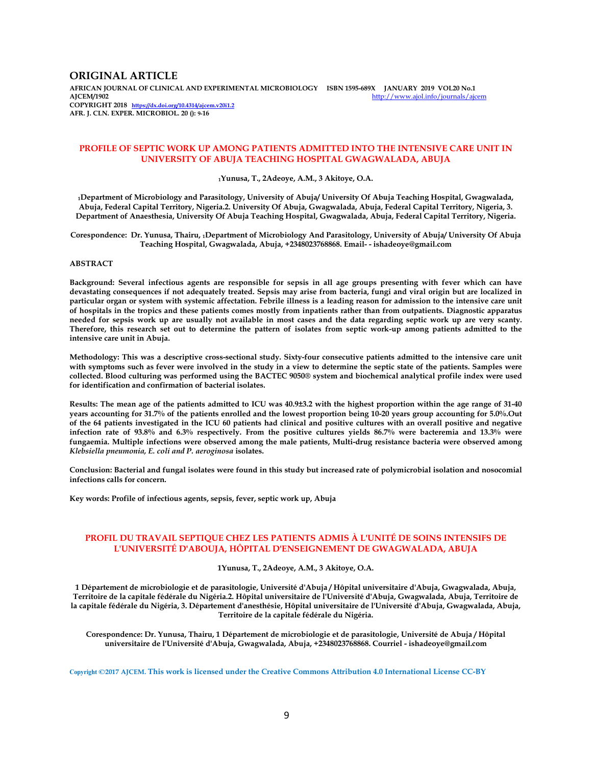## ORIGINAL ARTICLE

**AFRICAN JOURNAL OF CLINICAL AND EXPERIMENTAL MICROBIOLOGY ISBN 1595-689X JANUARY 2019 VOL20 No.1**
**AJCEM/1902** http://www.ajol.info/journals/ajcem
**COPYRIGHT 2018** https://dx.doi.org/10.4314/ajcem.v20i1.2
**AFR. J. CLN. EXPER. MICROBIOL. 20 (): 9-16**

# PROFILE OF SEPTIC WORK UP AMONG PATIENTS ADMITTED INTO THE INTENSIVE CARE UNIT IN UNIVERSITY OF ABUJA TEACHING HOSPITAL GWAGWALADA, ABUJA

**[1]Yunusa, T., 2Adeoye, A.M., 3 Akitoye, O.A.**

**[1]Department of Microbiology and Parasitology, University of Abuja/ University Of Abuja Teaching Hospital, Gwagwalada, Abuja, Federal Capital Territory, Nigeria.2. University Of Abuja, Gwagwalada, Abuja, Federal Capital Territory, Nigeria, 3. Department of Anaesthesia, University Of Abuja Teaching Hospital, Gwagwalada, Abuja, Federal Capital Territory, Nigeria.**

**Corespondence: Dr. Yunusa, Thairu, [1]Department of Microbiology And Parasitology, University of Abuja/ University Of Abuja Teaching Hospital, Gwagwalada, Abuja, +2348023768868. Email- - ishadeoye@gmail.com**

## ABSTRACT

**Background: Several infectious agents are responsible for sepsis in all age groups presenting with fever which can have devastating consequences if not adequately treated. Sepsis may arise from bacteria, fungi and viral origin but are localized in particular organ or system with systemic affectation. Febrile illness is a leading reason for admission to the intensive care unit of hospitals in the tropics and these patients comes mostly from inpatients rather than from outpatients. Diagnostic apparatus needed for sepsis work up are usually not available in most cases and the data regarding septic work up are very scanty. Therefore, this research set out to determine the pattern of isolates from septic work-up among patients admitted to the intensive care unit in Abuja.**

**Methodology: This was a descriptive cross-sectional study. Sixty-four consecutive patients admitted to the intensive care unit with symptoms such as fever were involved in the study in a view to determine the septic state of the patients. Samples were collected. Blood culturing was performed using the BACTEC 9050® system and biochemical analytical profile index were used for identification and confirmation of bacterial isolates.**

**Results: The mean age of the patients admitted to ICU was 40.9±3.2 with the highest proportion within the age range of 31-40 years accounting for 31.7% of the patients enrolled and the lowest proportion being 10-20 years group accounting for 5.0%.Out of the 64 patients investigated in the ICU 60 patients had clinical and positive cultures with an overall positive and negative infection rate of 93.8% and 6.3% respectively. From the positive cultures yields 86.7% were bacteremia and 13.3% were fungaemia. Multiple infections were observed among the male patients, Multi-drug resistance bacteria were observed among *Klebsiella pneumonia, E. coli and P. aeroginosa* isolates.**

**Conclusion: Bacterial and fungal isolates were found in this study but increased rate of polymicrobial isolation and nosocomial infections calls for concern.**

**Key words: Profile of infectious agents, sepsis, fever, septic work up, Abuja**

# PROFIL DU TRAVAIL SEPTIQUE CHEZ LES PATIENTS ADMIS À L'UNITÉ DE SOINS INTENSIFS DE L'UNIVERSITÉ D'ABOUJA, HÔPITAL D'ENSEIGNEMENT DE GWAGWALADA, ABUJA

**1Yunusa, T., 2Adeoye, A.M., 3 Akitoye, O.A.**

**1 Département de microbiologie et de parasitologie, Université d'Abuja / Hôpital universitaire d'Abuja, Gwagwalada, Abuja, Territoire de la capitale fédérale du Nigéria.2. Hôpital universitaire de l'Université d'Abuja, Gwagwalada, Abuja, Territoire de la capitale fédérale du Nigéria, 3. Département d'anesthésie, Hôpital universitaire de l'Université d'Abuja, Gwagwalada, Abuja, Territoire de la capitale fédérale du Nigéria.**

**Corespondence: Dr. Yunusa, Thairu, 1 Département de microbiologie et de parasitologie, Université de Abuja / Hôpital universitaire de l'Université d'Abuja, Gwagwalada, Abuja, +2348023768868. Courriel - ishadeoye@gmail.com**

Copyright ©2017 AJCEM. This work is licensed under the Creative Commons Attribution 4.0 International License CC-BY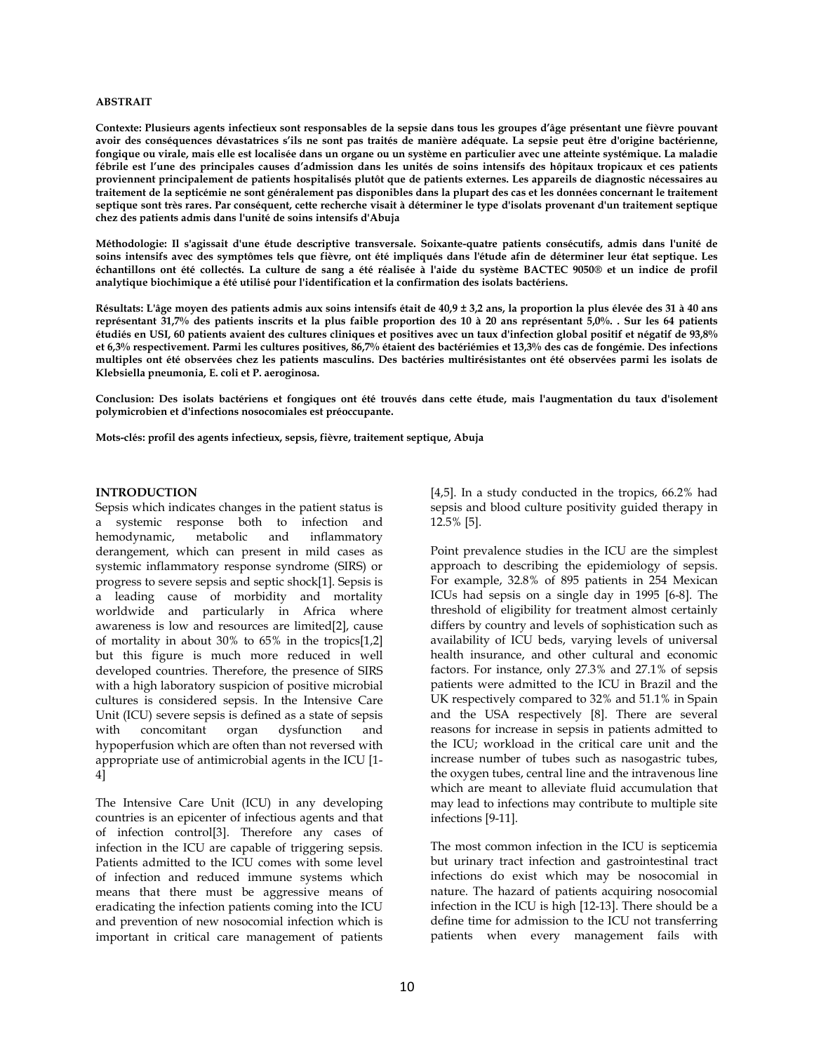**ABSTRAIT**

**Contexte: Plusieurs agents infectieux sont responsables de la sepsie dans tous les groupes d'âge présentant une fièvre pouvant avoir des conséquences dévastatrices s'ils ne sont pas traités de manière adéquate. La sepsie peut être d'origine bactérienne, fongique ou virale, mais elle est localisée dans un organe ou un système en particulier avec une atteinte systémique. La maladie fébrile est l'une des principales causes d'admission dans les unités de soins intensifs des hôpitaux tropicaux et ces patients proviennent principalement de patients hospitalisés plutôt que de patients externes. Les appareils de diagnostic nécessaires au traitement de la septicémie ne sont généralement pas disponibles dans la plupart des cas et les données concernant le traitement septique sont très rares. Par conséquent, cette recherche visait à déterminer le type d'isolats provenant d'un traitement septique chez des patients admis dans l'unité de soins intensifs d'Abuja**

**Méthodologie: Il s'agissait d'une étude descriptive transversale. Soixante-quatre patients consécutifs, admis dans l'unité de soins intensifs avec des symptômes tels que fièvre, ont été impliqués dans l'étude afin de déterminer leur état septique. Les échantillons ont été collectés. La culture de sang a été réalisée à l'aide du système BACTEC 9050® et un indice de profil analytique biochimique a été utilisé pour l'identification et la confirmation des isolats bactériens.**

**Résultats: L'âge moyen des patients admis aux soins intensifs était de 40,9 ± 3,2 ans, la proportion la plus élevée des 31 à 40 ans représentant 31,7% des patients inscrits et la plus faible proportion des 10 à 20 ans représentant 5,0%. . Sur les 64 patients étudiés en USI, 60 patients avaient des cultures cliniques et positives avec un taux d'infection global positif et négatif de 93,8% et 6,3% respectivement. Parmi les cultures positives, 86,7% étaient des bactériémies et 13,3% des cas de fongémie. Des infections multiples ont été observées chez les patients masculins. Des bactéries multirésistantes ont été observées parmi les isolats de Klebsiella pneumonia, E. coli et P. aeroginosa.**

**Conclusion: Des isolats bactériens et fongiques ont été trouvés dans cette étude, mais l'augmentation du taux d'isolement polymicrobien et d'infections nosocomiales est préoccupante.**

**Mots-clés: profil des agents infectieux, sepsis, fièvre, traitement septique, Abuja**

## INTRODUCTION

Sepsis which indicates changes in the patient status is a systemic response both to infection and hemodynamic, metabolic and inflammatory derangement, which can present in mild cases as systemic inflammatory response syndrome (SIRS) or progress to severe sepsis and septic shock[1]. Sepsis is a leading cause of morbidity and mortality worldwide and particularly in Africa where awareness is low and resources are limited[2], cause of mortality in about 30% to 65% in the tropics[1,2] but this figure is much more reduced in well developed countries. Therefore, the presence of SIRS with a high laboratory suspicion of positive microbial cultures is considered sepsis. In the Intensive Care Unit (ICU) severe sepsis is defined as a state of sepsis with concomitant organ dysfunction and hypoperfusion which are often than not reversed with appropriate use of antimicrobial agents in the ICU [1-4]

The Intensive Care Unit (ICU) in any developing countries is an epicenter of infectious agents and that of infection control[3]. Therefore any cases of infection in the ICU are capable of triggering sepsis. Patients admitted to the ICU comes with some level of infection and reduced immune systems which means that there must be aggressive means of eradicating the infection patients coming into the ICU and prevention of new nosocomial infection which is important in critical care management of patients [4,5]. In a study conducted in the tropics, 66.2% had sepsis and blood culture positivity guided therapy in 12.5% [5].

Point prevalence studies in the ICU are the simplest approach to describing the epidemiology of sepsis. For example, 32.8% of 895 patients in 254 Mexican ICUs had sepsis on a single day in 1995 [6-8]. The threshold of eligibility for treatment almost certainly differs by country and levels of sophistication such as availability of ICU beds, varying levels of universal health insurance, and other cultural and economic factors. For instance, only 27.3% and 27.1% of sepsis patients were admitted to the ICU in Brazil and the UK respectively compared to 32% and 51.1% in Spain and the USA respectively [8]. There are several reasons for increase in sepsis in patients admitted to the ICU; workload in the critical care unit and the increase number of tubes such as nasogastric tubes, the oxygen tubes, central line and the intravenous line which are meant to alleviate fluid accumulation that may lead to infections may contribute to multiple site infections [9-11].

The most common infection in the ICU is septicemia but urinary tract infection and gastrointestinal tract infections do exist which may be nosocomial in nature. The hazard of patients acquiring nosocomial infection in the ICU is high [12-13]. There should be a define time for admission to the ICU not transferring patients when every management fails with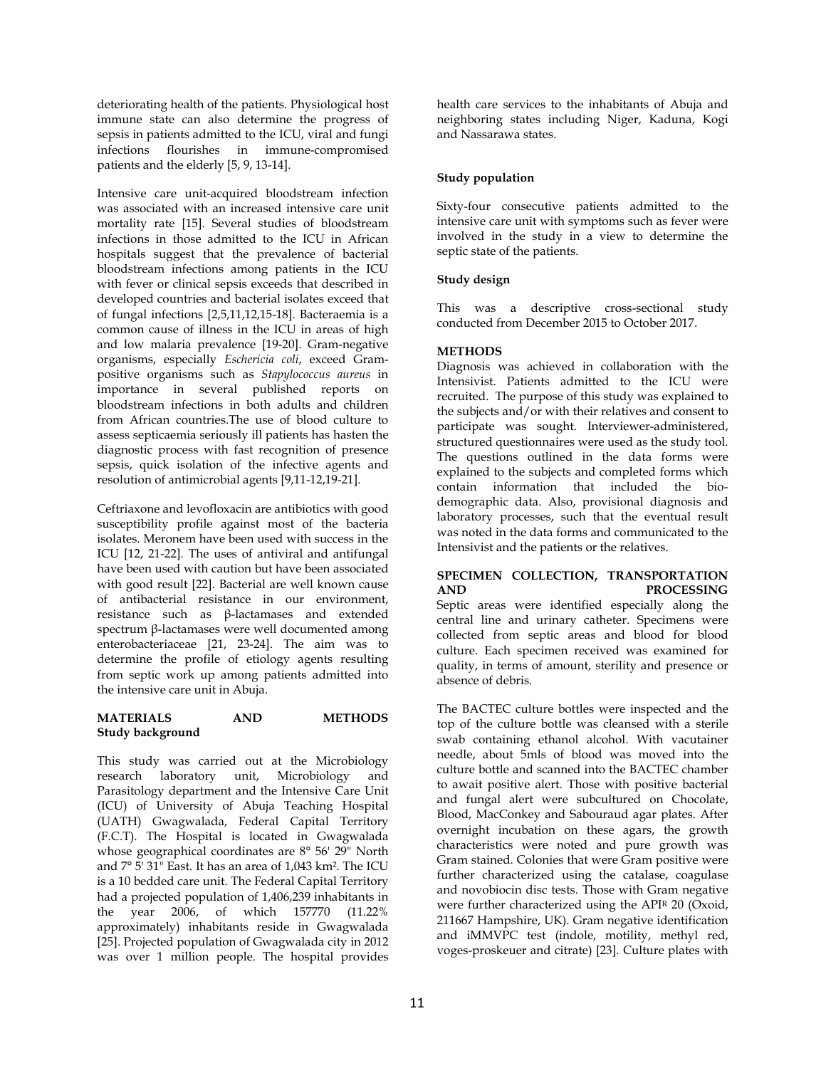deteriorating health of the patients. Physiological host immune state can also determine the progress of sepsis in patients admitted to the ICU, viral and fungi infections flourishes in immune-compromised patients and the elderly [5, 9, 13-14].

Intensive care unit-acquired bloodstream infection was associated with an increased intensive care unit mortality rate [15]. Several studies of bloodstream infections in those admitted to the ICU in African hospitals suggest that the prevalence of bacterial bloodstream infections among patients in the ICU with fever or clinical sepsis exceeds that described in developed countries and bacterial isolates exceed that of fungal infections [2,5,11,12,15-18]. Bacteraemia is a common cause of illness in the ICU in areas of high and low malaria prevalence [19-20]. Gram-negative organisms, especially *Eschericia coli*, exceed Gram-positive organisms such as *Stapylococcus aureus* in importance in several published reports on bloodstream infections in both adults and children from African countries.The use of blood culture to assess septicaemia seriously ill patients has hasten the diagnostic process with fast recognition of presence sepsis, quick isolation of the infective agents and resolution of antimicrobial agents [9,11-12,19-21].

Ceftriaxone and levofloxacin are antibiotics with good susceptibility profile against most of the bacteria isolates. Meronem have been used with success in the ICU [12, 21-22]. The uses of antiviral and antifungal have been used with caution but have been associated with good result [22]. Bacterial are well known cause of antibacterial resistance in our environment, resistance such as β-lactamases and extended spectrum β-lactamases were well documented among enterobacteriaceae [21, 23-24]. The aim was to determine the profile of etiology agents resulting from septic work up among patients admitted into the intensive care unit in Abuja.

## MATERIALS AND METHODS

### Study background

This study was carried out at the Microbiology research laboratory unit, Microbiology and Parasitology department and the Intensive Care Unit (ICU) of University of Abuja Teaching Hospital (UATH) Gwagwalada, Federal Capital Territory (F.C.T). The Hospital is located in Gwagwalada whose geographical coordinates are 8° 56' 29" North and 7° 5' 31" East. It has an area of 1,043 km². The ICU is a 10 bedded care unit. The Federal Capital Territory had a projected population of 1,406,239 inhabitants in the year 2006, of which 157770 (11.22% approximately) inhabitants reside in Gwagwalada [25]. Projected population of Gwagwalada city in 2012 was over 1 million people. The hospital provides health care services to the inhabitants of Abuja and neighboring states including Niger, Kaduna, Kogi and Nassarawa states.

### Study population

Sixty-four consecutive patients admitted to the intensive care unit with symptoms such as fever were involved in the study in a view to determine the septic state of the patients.

### Study design

This was a descriptive cross-sectional study conducted from December 2015 to October 2017.

### METHODS

Diagnosis was achieved in collaboration with the Intensivist. Patients admitted to the ICU were recruited. The purpose of this study was explained to the subjects and/or with their relatives and consent to participate was sought. Interviewer-administered, structured questionnaires were used as the study tool. The questions outlined in the data forms were explained to the subjects and completed forms which contain information that included the bio-demographic data. Also, provisional diagnosis and laboratory processes, such that the eventual result was noted in the data forms and communicated to the Intensivist and the patients or the relatives.

### SPECIMEN COLLECTION, TRANSPORTATION AND PROCESSING

Septic areas were identified especially along the central line and urinary catheter. Specimens were collected from septic areas and blood for blood culture. Each specimen received was examined for quality, in terms of amount, sterility and presence or absence of debris.

The BACTEC culture bottles were inspected and the top of the culture bottle was cleansed with a sterile swab containing ethanol alcohol. With vacutainer needle, about 5mls of blood was moved into the culture bottle and scanned into the BACTEC chamber to await positive alert. Those with positive bacterial and fungal alert were subcultured on Chocolate, Blood, MacConkey and Sabouraud agar plates. After overnight incubation on these agars, the growth characteristics were noted and pure growth was Gram stained. Colonies that were Gram positive were further characterized using the catalase, coagulase and novobiocin disc tests. Those with Gram negative were further characterized using the API[R] 20 (Oxoid, 211667 Hampshire, UK). Gram negative identification and iMMVPC test (indole, motility, methyl red, voges-proskeuer and citrate) [23]. Culture plates with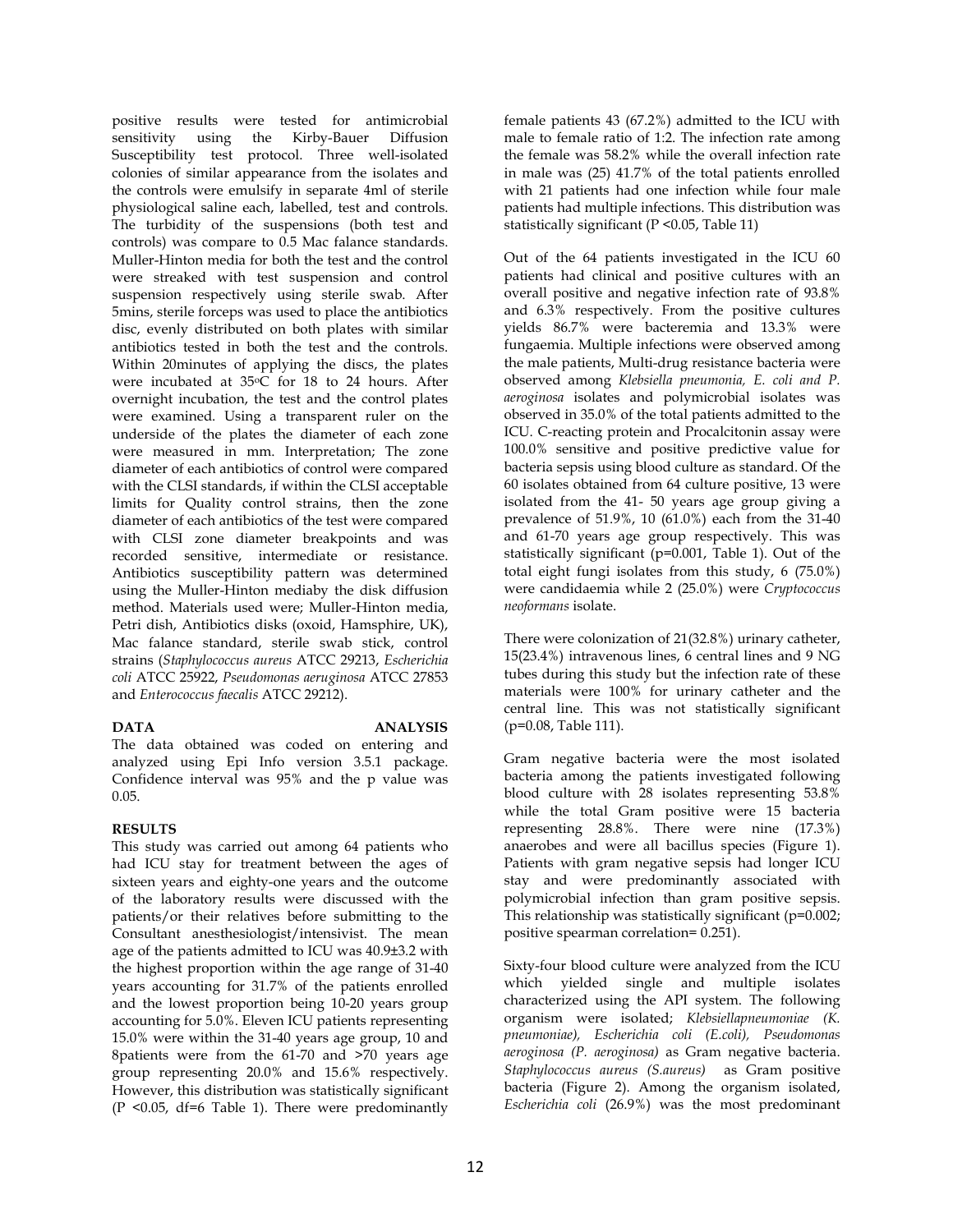positive results were tested for antimicrobial sensitivity using the Kirby-Bauer Diffusion Susceptibility test protocol. Three well-isolated colonies of similar appearance from the isolates and the controls were emulsify in separate 4ml of sterile physiological saline each, labelled, test and controls. The turbidity of the suspensions (both test and controls) was compare to 0.5 Mac falance standards. Muller-Hinton media for both the test and the control were streaked with test suspension and control suspension respectively using sterile swab. After 5mins, sterile forceps was used to place the antibiotics disc, evenly distributed on both plates with similar antibiotics tested in both the test and the controls. Within 20minutes of applying the discs, the plates were incubated at 35°C for 18 to 24 hours. After overnight incubation, the test and the control plates were examined. Using a transparent ruler on the underside of the plates the diameter of each zone were measured in mm. Interpretation; The zone diameter of each antibiotics of control were compared with the CLSI standards, if within the CLSI acceptable limits for Quality control strains, then the zone diameter of each antibiotics of the test were compared with CLSI zone diameter breakpoints and was recorded sensitive, intermediate or resistance. Antibiotics susceptibility pattern was determined using the Muller-Hinton mediaby the disk diffusion method. Materials used were; Muller-Hinton media, Petri dish, Antibiotics disks (oxoid, Hamsphire, UK), Mac falance standard, sterile swab stick, control strains (*Staphylococcus aureus* ATCC 29213, *Escherichia coli* ATCC 25922, *Pseudomonas aeruginosa* ATCC 27853 and *Enterococcus faecalis* ATCC 29212).

**DATA ANALYSIS**

The data obtained was coded on entering and analyzed using Epi Info version 3.5.1 package. Confidence interval was 95% and the p value was 0.05.

**RESULTS**

This study was carried out among 64 patients who had ICU stay for treatment between the ages of sixteen years and eighty-one years and the outcome of the laboratory results were discussed with the patients/or their relatives before submitting to the Consultant anesthesiologist/intensivist. The mean age of the patients admitted to ICU was 40.9±3.2 with the highest proportion within the age range of 31-40 years accounting for 31.7% of the patients enrolled and the lowest proportion being 10-20 years group accounting for 5.0%. Eleven ICU patients representing 15.0% were within the 31-40 years age group, 10 and 8patients were from the 61-70 and >70 years age group representing 20.0% and 15.6% respectively. However, this distribution was statistically significant ($P < 0.05$, df=6 Table 1). There were predominantly female patients 43 (67.2%) admitted to the ICU with male to female ratio of 1:2. The infection rate among the female was 58.2% while the overall infection rate in male was (25) 41.7% of the total patients enrolled with 21 patients had one infection while four male patients had multiple infections. This distribution was statistically significant ($P < 0.05$, Table 11)

Out of the 64 patients investigated in the ICU 60 patients had clinical and positive cultures with an overall positive and negative infection rate of 93.8% and 6.3% respectively. From the positive cultures yields 86.7% were bacteremia and 13.3% were fungaemia. Multiple infections were observed among the male patients, Multi-drug resistance bacteria were observed among *Klebsiella pneumonia, E. coli and P. aeroginosa* isolates and polymicrobial isolates was observed in 35.0% of the total patients admitted to the ICU. C-reacting protein and Procalcitonin assay were 100.0% sensitive and positive predictive value for bacteria sepsis using blood culture as standard. Of the 60 isolates obtained from 64 culture positive, 13 were isolated from the 41- 50 years age group giving a prevalence of 51.9%, 10 (61.0%) each from the 31-40 and 61-70 years age group respectively. This was statistically significant (p=0.001, Table 1). Out of the total eight fungi isolates from this study, 6 (75.0%) were candidaemia while 2 (25.0%) were *Cryptococcus neoformans* isolate.

There were colonization of 21(32.8%) urinary catheter, 15(23.4%) intravenous lines, 6 central lines and 9 NG tubes during this study but the infection rate of these materials were 100% for urinary catheter and the central line. This was not statistically significant (p=0.08, Table 111).

Gram negative bacteria were the most isolated bacteria among the patients investigated following blood culture with 28 isolates representing 53.8% while the total Gram positive were 15 bacteria representing 28.8%. There were nine (17.3%) anaerobes and were all bacillus species (Figure 1). Patients with gram negative sepsis had longer ICU stay and were predominantly associated with polymicrobial infection than gram positive sepsis. This relationship was statistically significant (p=0.002; positive spearman correlation= 0.251).

Sixty-four blood culture were analyzed from the ICU which yielded single and multiple isolates characterized using the API system. The following organism were isolated; *Klebsiellapneumoniae (K. pneumoniae), Escherichia coli (E.coli), Pseudomonas aeroginosa (P. aeroginosa)* as Gram negative bacteria. *Staphylococcus aureus (S.aureus)* as Gram positive bacteria (Figure 2). Among the organism isolated, *Escherichia coli* (26.9%) was the most predominant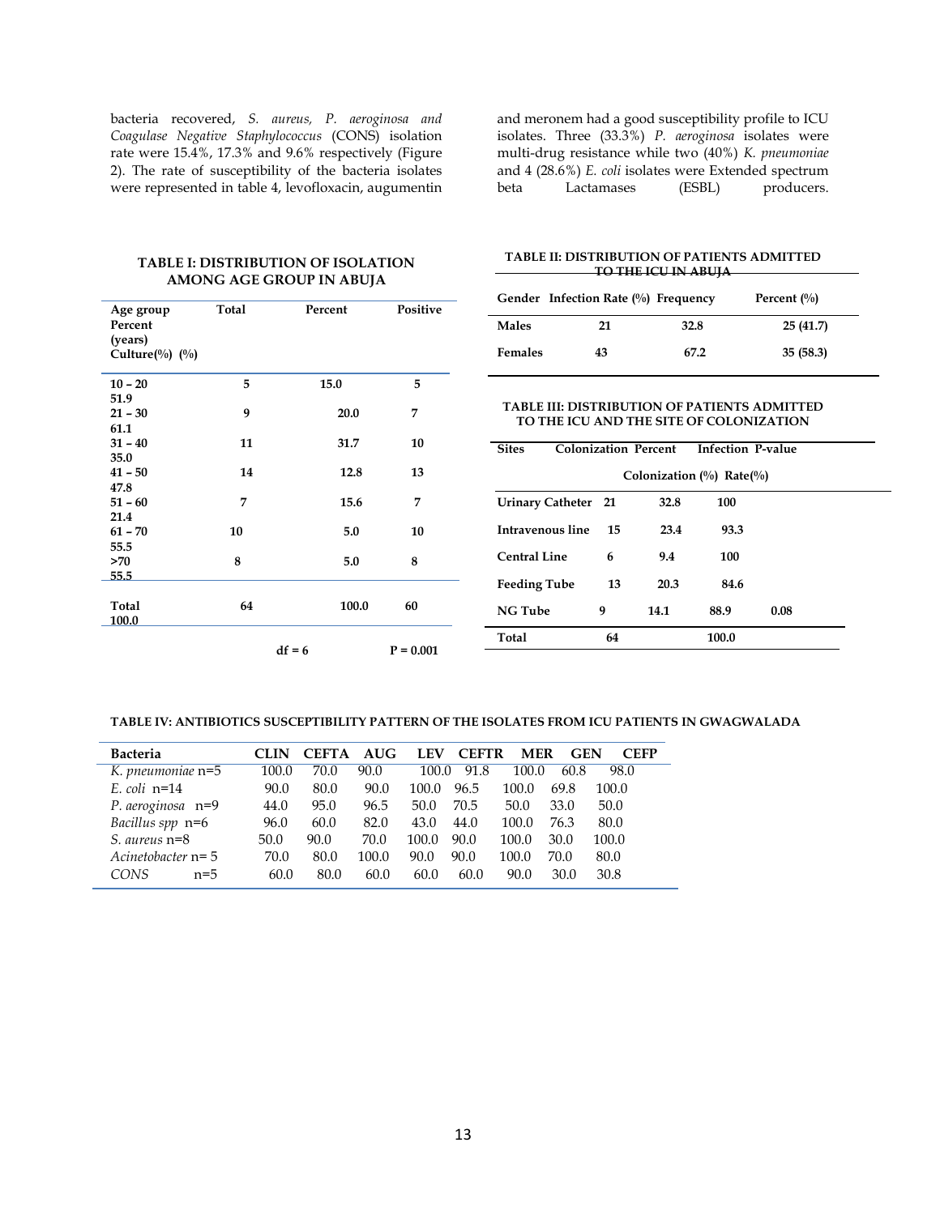bacteria recovered, *S. aureus, P. aeroginosa and Coagulase Negative Staphylococcus* (CONS) isolation rate were 15.4%, 17.3% and 9.6% respectively (Figure 2). The rate of susceptibility of the bacteria isolates were represented in table 4, levofloxacin, augumentin and meronem had a good susceptibility profile to ICU isolates. Three (33.3%) *P. aeroginosa* isolates were multi-drug resistance while two (40%) *K. pneumoniae* and 4 (28.6%) *E. coli* isolates were Extended spectrum beta Lactamases (ESBL) producers.

**TABLE I: DISTRIBUTION OF ISOLATION AMONG AGE GROUP IN ABUJA**

| Age group (years) | Total | Percent | Positive Culture | Percent (%) (%) |
|---|---|---|---|---|
| 10 – 20 | 5 | 15.0 | 5 | 51.9 |
| 21 – 30 | 9 | 20.0 | 7 | 61.1 |
| 31 – 40 | 11 | 31.7 | 10 | 35.0 |
| 41 – 50 | 14 | 12.8 | 13 | 47.8 |
| 51 – 60 | 7 | 15.6 | 7 | 21.4 |
| 61 – 70 | 10 | 5.0 | 10 | 55.5 |
| >70 | 8 | 5.0 | 8 | 55.5 |
| Total | 64 | 100.0 | 60 | 100.0 |

df = 6 P = 0.001

**TABLE II: DISTRIBUTION OF PATIENTS ADMITTED TO THE ICU IN ABUJA**

| Gender | Infection Rate (%) | Frequency | Percent (%) |
|---|---|---|---|
| Males | 21 | 32.8 | 25 (41.7) |
| Females | 43 | 67.2 | 35 (58.3) |

**TABLE III: DISTRIBUTION OF PATIENTS ADMITTED TO THE ICU AND THE SITE OF COLONIZATION**

| Sites | Colonization | Percent Colonization (%) | Infection Rate(%) | P-value |
|---|---|---|---|---|
| Urinary Catheter | 21 | 32.8 | 100 | |
| Intravenous line | 15 | 23.4 | 93.3 | |
| Central Line | 6 | 9.4 | 100 | |
| Feeding Tube | 13 | 20.3 | 84.6 | |
| NG Tube | 9 | 14.1 | 88.9 | 0.08 |
| Total | 64 | | 100.0 | |

**TABLE IV: ANTIBIOTICS SUSCEPTIBILITY PATTERN OF THE ISOLATES FROM ICU PATIENTS IN GWAGWALADA**

| Bacteria | CLIN | CEFTA | AUG | LEV | CEFTR | MER | GEN | CEFP |
|---|---|---|---|---|---|---|---|---|
| *K. pneumoniae* n=5 | 100.0 | 70.0 | 90.0 | 100.0 | 91.8 | 100.0 | 60.8 | 98.0 |
| *E. coli* n=14 | 90.0 | 80.0 | 90.0 | 100.0 | 96.5 | 100.0 | 69.8 | 100.0 |
| *P. aeroginosa* n=9 | 44.0 | 95.0 | 96.5 | 50.0 | 70.5 | 50.0 | 33.0 | 50.0 |
| *Bacillus spp* n=6 | 96.0 | 60.0 | 82.0 | 43.0 | 44.0 | 100.0 | 76.3 | 80.0 |
| *S. aureus* n=8 | 50.0 | 90.0 | 70.0 | 100.0 | 90.0 | 100.0 | 30.0 | 100.0 |
| *Acinetobacter* n= 5 | 70.0 | 80.0 | 100.0 | 90.0 | 90.0 | 100.0 | 70.0 | 80.0 |
| *CONS* n=5 | 60.0 | 80.0 | 60.0 | 60.0 | 60.0 | 90.0 | 30.0 | 30.8 |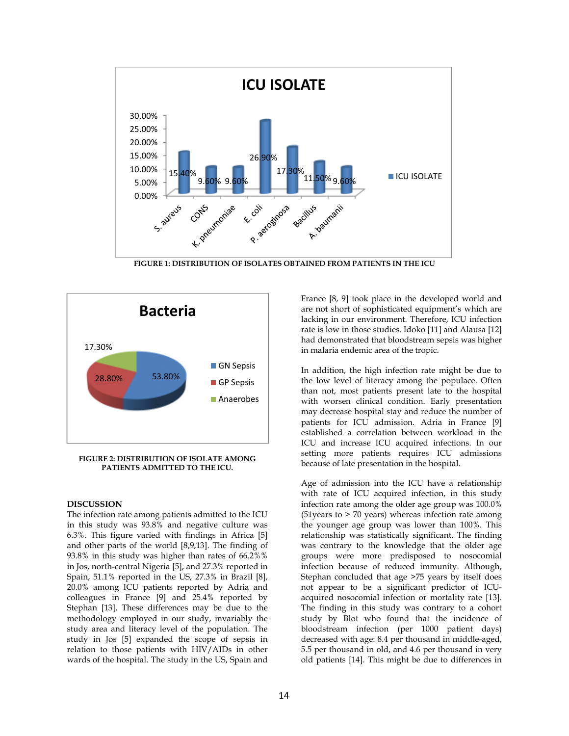FIGURE 1: DISTRIBUTION OF ISOLATES OBTAINED FROM PATIENTS IN THE ICU

FIGURE 2: DISTRIBUTION OF ISOLATE AMONG PATIENTS ADMITTED TO THE ICU.

## DISCUSSION

The infection rate among patients admitted to the ICU in this study was 93.8% and negative culture was 6.3%. This figure varied with findings in Africa [5] and other parts of the world [8,9,13]. The finding of 93.8% in this study was higher than rates of 66.2%% in Jos, north-central Nigeria [5], and 27.3% reported in Spain, 51.1% reported in the US, 27.3% in Brazil [8], 20.0% among ICU patients reported by Adria and colleagues in France [9] and 25.4% reported by Stephan [13]. These differences may be due to the methodology employed in our study, invariably the study area and literacy level of the population. The study in Jos [5] expanded the scope of sepsis in relation to those patients with HIV/AIDs in other wards of the hospital. The study in the US, Spain and France [8, 9] took place in the developed world and are not short of sophisticated equipment's which are lacking in our environment. Therefore, ICU infection rate is low in those studies. Idoko [11] and Alausa [12] had demonstrated that bloodstream sepsis was higher in malaria endemic area of the tropic.

In addition, the high infection rate might be due to the low level of literacy among the populace. Often than not, most patients present late to the hospital with worsen clinical condition. Early presentation may decrease hospital stay and reduce the number of patients for ICU admission. Adria in France [9] established a correlation between workload in the ICU and increase ICU acquired infections. In our setting more patients requires ICU admissions because of late presentation in the hospital.

Age of admission into the ICU have a relationship with rate of ICU acquired infection, in this study infection rate among the older age group was 100.0% (51years to > 70 years) whereas infection rate among the younger age group was lower than 100%. This relationship was statistically significant. The finding was contrary to the knowledge that the older age groups were more predisposed to nosocomial infection because of reduced immunity. Although, Stephan concluded that age >75 years by itself does not appear to be a significant predictor of ICU-acquired nosocomial infection or mortality rate [13]. The finding in this study was contrary to a cohort study by Blot who found that the incidence of bloodstream infection (per 1000 patient days) decreased with age: 8.4 per thousand in middle-aged, 5.5 per thousand in old, and 4.6 per thousand in very old patients [14]. This might be due to differences in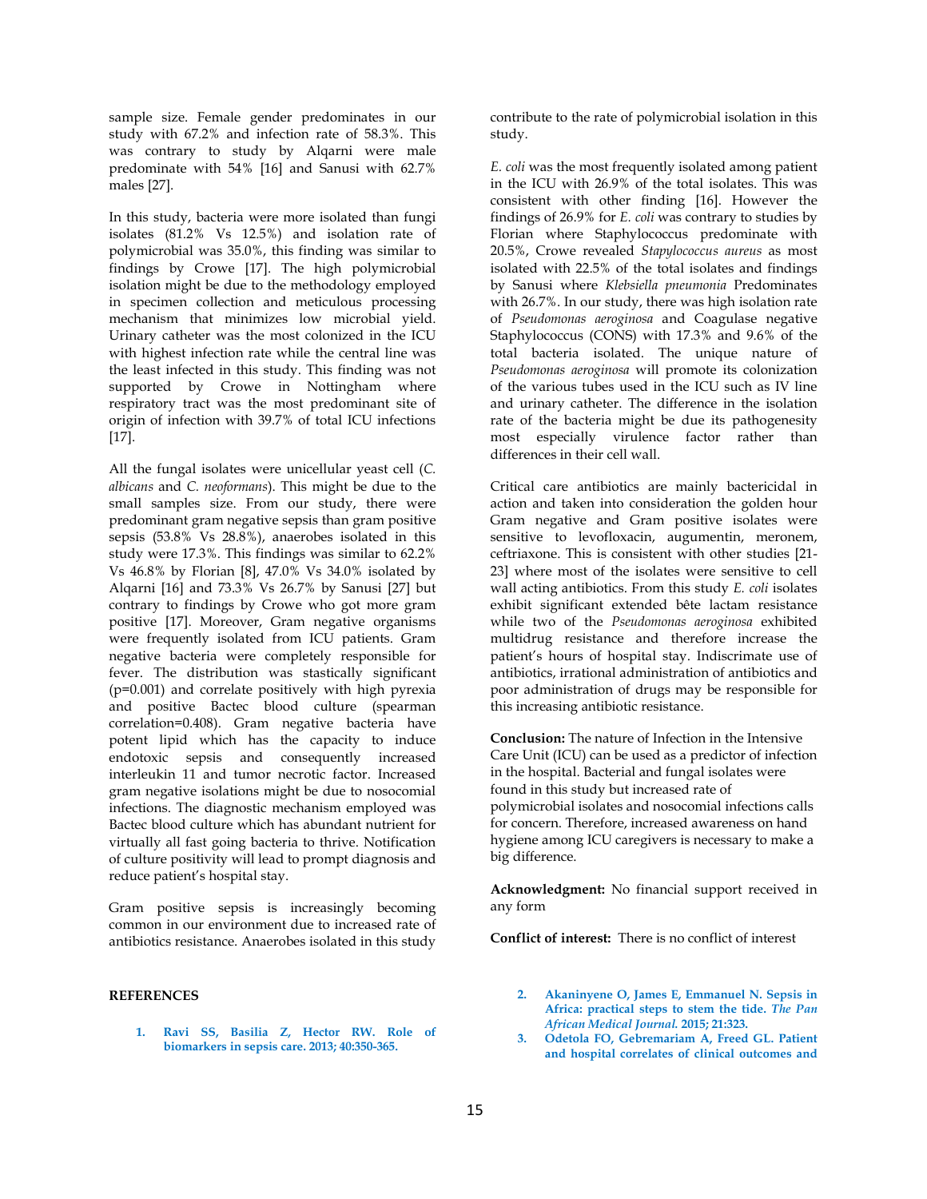sample size. Female gender predominates in our study with 67.2% and infection rate of 58.3%. This was contrary to study by Alqarni were male predominate with 54% [16] and Sanusi with 62.7% males [27].

In this study, bacteria were more isolated than fungi isolates (81.2% Vs 12.5%) and isolation rate of polymicrobial was 35.0%, this finding was similar to findings by Crowe [17]. The high polymicrobial isolation might be due to the methodology employed in specimen collection and meticulous processing mechanism that minimizes low microbial yield. Urinary catheter was the most colonized in the ICU with highest infection rate while the central line was the least infected in this study. This finding was not supported by Crowe in Nottingham where respiratory tract was the most predominant site of origin of infection with 39.7% of total ICU infections [17].

All the fungal isolates were unicellular yeast cell (*C. albicans* and *C. neoformans*). This might be due to the small samples size. From our study, there were predominant gram negative sepsis than gram positive sepsis (53.8% Vs 28.8%), anaerobes isolated in this study were 17.3%. This findings was similar to 62.2% Vs 46.8% by Florian [8], 47.0% Vs 34.0% isolated by Alqarni [16] and 73.3% Vs 26.7% by Sanusi [27] but contrary to findings by Crowe who got more gram positive [17]. Moreover, Gram negative organisms were frequently isolated from ICU patients. Gram negative bacteria were completely responsible for fever. The distribution was stastically significant (p=0.001) and correlate positively with high pyrexia and positive Bactec blood culture (spearman correlation=0.408). Gram negative bacteria have potent lipid which has the capacity to induce endotoxic sepsis and consequently increased interleukin 11 and tumor necrotic factor. Increased gram negative isolations might be due to nosocomial infections. The diagnostic mechanism employed was Bactec blood culture which has abundant nutrient for virtually all fast going bacteria to thrive. Notification of culture positivity will lead to prompt diagnosis and reduce patient's hospital stay.

Gram positive sepsis is increasingly becoming common in our environment due to increased rate of antibiotics resistance. Anaerobes isolated in this study contribute to the rate of polymicrobial isolation in this study.

*E. coli* was the most frequently isolated among patient in the ICU with 26.9% of the total isolates. This was consistent with other finding [16]. However the findings of 26.9% for *E. coli* was contrary to studies by Florian where Staphylococcus predominate with 20.5%, Crowe revealed *Stapylococcus aureus* as most isolated with 22.5% of the total isolates and findings by Sanusi where *Klebsiella pneumonia* Predominates with 26.7%. In our study, there was high isolation rate of *Pseudomonas aeroginosa* and Coagulase negative Staphylococcus (CONS) with 17.3% and 9.6% of the total bacteria isolated. The unique nature of *Pseudomonas aeroginosa* will promote its colonization of the various tubes used in the ICU such as IV line and urinary catheter. The difference in the isolation rate of the bacteria might be due its pathogenesity most especially virulence factor rather than differences in their cell wall.

Critical care antibiotics are mainly bactericidal in action and taken into consideration the golden hour Gram negative and Gram positive isolates were sensitive to levofloxacin, augumentin, meronem, ceftriaxone. This is consistent with other studies [21-23] where most of the isolates were sensitive to cell wall acting antibiotics. From this study *E. coli* isolates exhibit significant extended bête lactam resistance while two of the *Pseudomonas aeroginosa* exhibited multidrug resistance and therefore increase the patient's hours of hospital stay. Indiscrimate use of antibiotics, irrational administration of antibiotics and poor administration of drugs may be responsible for this increasing antibiotic resistance.

**Conclusion:** The nature of Infection in the Intensive Care Unit (ICU) can be used as a predictor of infection in the hospital. Bacterial and fungal isolates were found in this study but increased rate of polymicrobial isolates and nosocomial infections calls for concern. Therefore, increased awareness on hand hygiene among ICU caregivers is necessary to make a big difference.

**Acknowledgment:** No financial support received in any form

**Conflict of interest:** There is no conflict of interest

## REFERENCES

1. **Ravi SS, Basilia Z, Hector RW. Role of biomarkers in sepsis care. 2013; 40:350-365.**
2. **Akaninyene O, James E, Emmanuel N. Sepsis in Africa: practical steps to stem the tide. *The Pan African Medical Journal.* 2015; 21:323.**
3. **Odetola FO, Gebremariam A, Freed GL. Patient and hospital correlates of clinical outcomes and**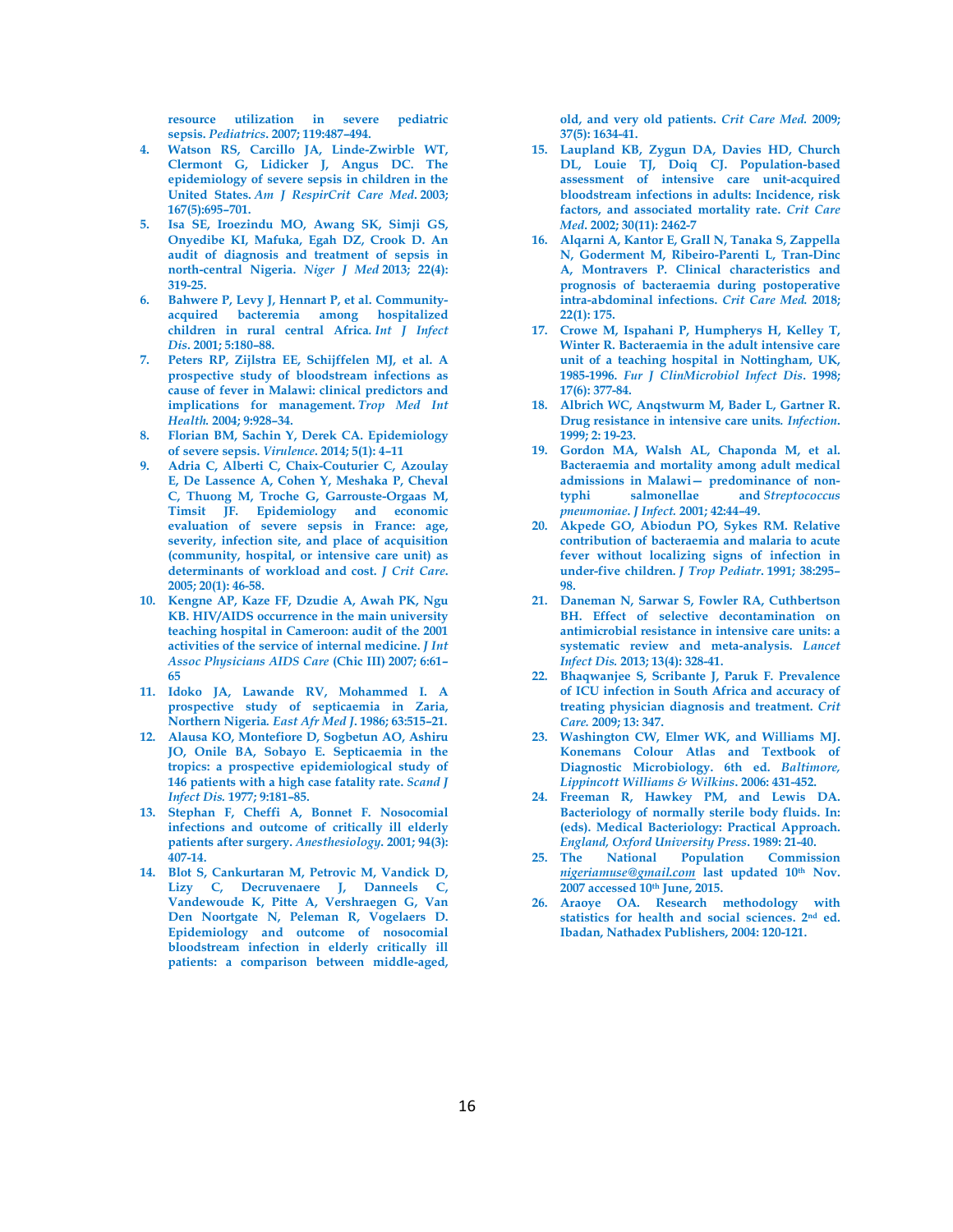resource utilization in severe pediatric sepsis. *Pediatrics*. 2007; 119:487–494.

4. Watson RS, Carcillo JA, Linde-Zwirble WT, Clermont G, Lidicker J, Angus DC. The epidemiology of severe sepsis in children in the United States. *Am J RespirCrit Care Med*. 2003; 167(5):695–701.
5. Isa SE, Iroezindu MO, Awang SK, Simji GS, Onyedibe KI, Mafuka, Egah DZ, Crook D. An audit of diagnosis and treatment of sepsis in north-central Nigeria. *Niger J Med* 2013; 22(4): 319-25.
6. Bahwere P, Levy J, Hennart P, et al. Community-acquired bacteremia among hospitalized children in rural central Africa. *Int J Infect Dis*. 2001; 5:180–88.
7. Peters RP, Zijlstra EE, Schijffelen MJ, et al. A prospective study of bloodstream infections as cause of fever in Malawi: clinical predictors and implications for management. *Trop Med Int Health*. 2004; 9:928–34.
8. Florian BM, Sachin Y, Derek CA. Epidemiology of severe sepsis. *Virulence*. 2014; 5(1): 4–11
9. Adria C, Alberti C, Chaix-Couturier C, Azoulay E, De Lassence A, Cohen Y, Meshaka P, Cheval C, Thuong M, Troche G, Garrouste-Orgaas M, Timsit JF. Epidemiology and economic evaluation of severe sepsis in France: age, severity, infection site, and place of acquisition (community, hospital, or intensive care unit) as determinants of workload and cost. *J Crit Care*. 2005; 20(1): 46-58.
10. Kengne AP, Kaze FF, Dzudie A, Awah PK, Ngu KB. HIV/AIDS occurrence in the main university teaching hospital in Cameroon: audit of the 2001 activities of the service of internal medicine. *J Int Assoc Physicians AIDS Care* (Chic III) 2007; 6:61–65
11. Idoko JA, Lawande RV, Mohammed I. A prospective study of septicaemia in Zaria, Northern Nigeria. *East Afr Med J*. 1986; 63:515–21.
12. Alausa KO, Montefiore D, Sogbetun AO, Ashiru JO, Onile BA, Sobayo E. Septicaemia in the tropics: a prospective epidemiological study of 146 patients with a high case fatality rate. *Scand J Infect Dis*. 1977; 9:181–85.
13. Stephan F, Cheffi A, Bonnet F. Nosocomial infections and outcome of critically ill elderly patients after surgery. *Anesthesiology*. 2001; 94(3): 407-14.
14. Blot S, Cankurtaran M, Petrovic M, Vandick D, Lizy C, Decruvenaere J, Danneels C, Vandewoude K, Pitte A, Vershraegen G, Van Den Noortgate N, Peleman R, Vogelaers D. Epidemiology and outcome of nosocomial bloodstream infection in elderly critically ill patients: a comparison between middle-aged, old, and very old patients. *Crit Care Med*. 2009; 37(5): 1634-41.
15. Laupland KB, Zygun DA, Davies HD, Church DL, Louie TJ, Doiq CJ. Population-based assessment of intensive care unit-acquired bloodstream infections in adults: Incidence, risk factors, and associated mortality rate. *Crit Care Med*. 2002; 30(11): 2462-7
16. Alqarni A, Kantor E, Grall N, Tanaka S, Zappella N, Goderment M, Ribeiro-Parenti L, Tran-Dinc A, Montravers P. Clinical characteristics and prognosis of bacteraemia during postoperative intra-abdominal infections. *Crit Care Med*. 2018; 22(1): 175.
17. Crowe M, Ispahani P, Humpherys H, Kelley T, Winter R. Bacteraemia in the adult intensive care unit of a teaching hospital in Nottingham, UK, 1985-1996. *Eur J ClinMicrobiol Infect Dis*. 1998; 17(6): 377-84.
18. Albrich WC, Anqstwurm M, Bader L, Gartner R. Drug resistance in intensive care units. *Infection*. 1999; 2: 19-23.
19. Gordon MA, Walsh AL, Chaponda M, et al. Bacteraemia and mortality among adult medical admissions in Malawi— predominance of non-typhi salmonellae and *Streptococcus pneumoniae*. *J Infect*. 2001; 42:44–49.
20. Akpede GO, Abiodun PO, Sykes RM. Relative contribution of bacteraemia and malaria to acute fever without localizing signs of infection in under-five children. *J Trop Pediatr*. 1991; 38:295–98.
21. Daneman N, Sarwar S, Fowler RA, Cuthbertson BH. Effect of selective decontamination on antimicrobial resistance in intensive care units: a systematic review and meta-analysis. *Lancet Infect Dis*. 2013; 13(4): 328-41.
22. Bhaqwanjee S, Scribante J, Paruk F. Prevalence of ICU infection in South Africa and accuracy of treating physician diagnosis and treatment. *Crit Care*. 2009; 13: 347.
23. Washington CW, Elmer WK, and Williams MJ. Konemans Colour Atlas and Textbook of Diagnostic Microbiology. 6th ed. *Baltimore, Lippincott Williams & Wilkins*. 2006: 431-452.
24. Freeman R, Hawkey PM, and Lewis DA. Bacteriology of normally sterile body fluids. In: (eds). Medical Bacteriology: Practical Approach. *England, Oxford University Press*. 1989: 21-40.
25. The National Population Commission nigeriamuse@gmail.com last updated 10th Nov. 2007 accessed 10th June, 2015.
26. Araoye OA. Research methodology with statistics for health and social sciences. 2nd ed. Ibadan, Nathadex Publishers, 2004: 120-121.